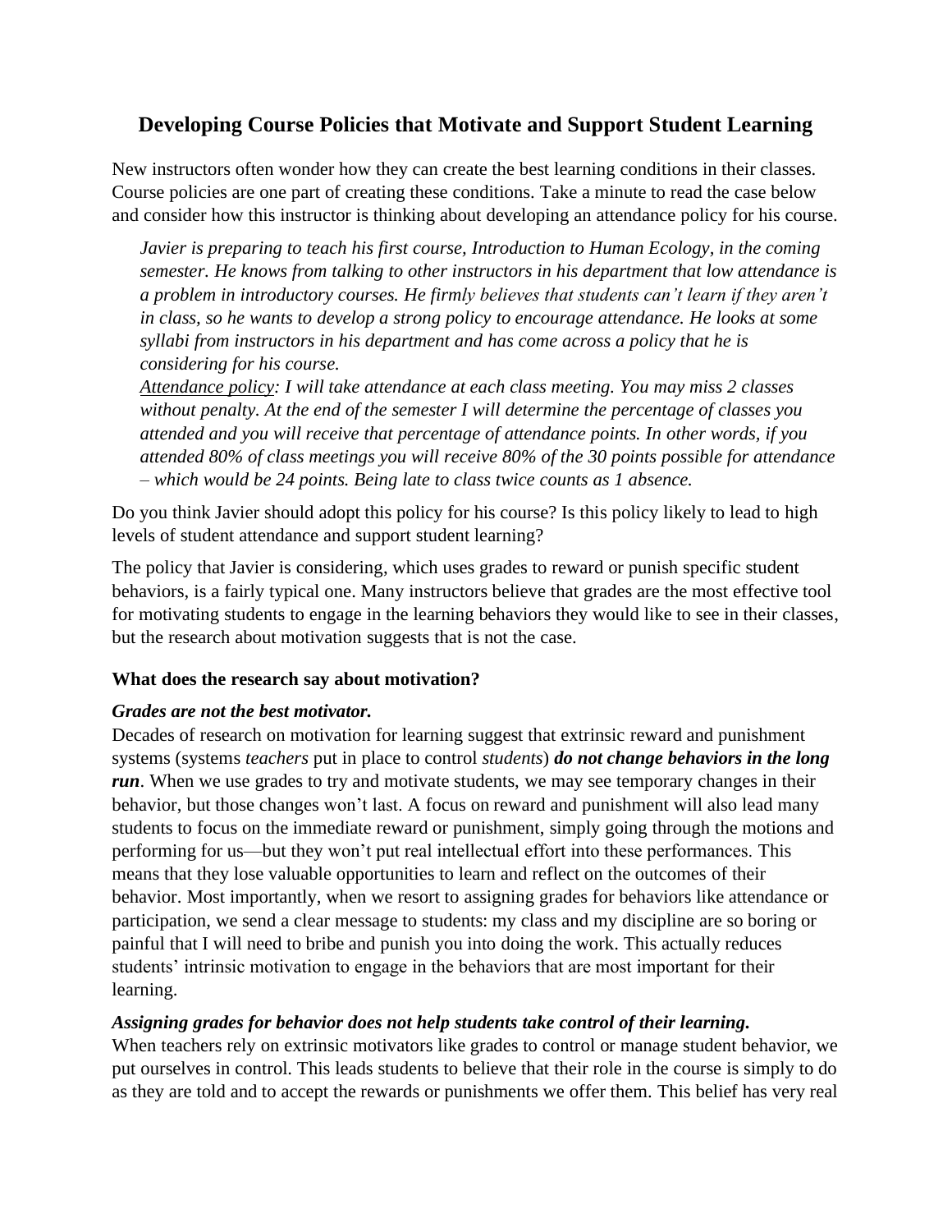# Developing Course Policies that Motivate and Support Student Learning

New instructors often wonder how they can create the best learning conditions in their classes. Course policies are one part of creating these conditions. Take a minute to read the case below and consider how this instructor is thinking about developing an attendance policy for his course.

> *Javier is preparing to teach his first course, Introduction to Human Ecology, in the coming semester. He knows from talking to other instructors in his department that low attendance is a problem in introductory courses. He firmly believes that students can't learn if they aren't in class, so he wants to develop a strong policy to encourage attendance. He looks at some syllabi from instructors in his department and has come across a policy that he is considering for his course.*
>
> *<u>Attendance policy</u>: I will take attendance at each class meeting. You may miss 2 classes without penalty. At the end of the semester I will determine the percentage of classes you attended and you will receive that percentage of attendance points. In other words, if you attended 80% of class meetings you will receive 80% of the 30 points possible for attendance – which would be 24 points. Being late to class twice counts as 1 absence.*

Do you think Javier should adopt this policy for his course? Is this policy likely to lead to high levels of student attendance and support student learning?

The policy that Javier is considering, which uses grades to reward or punish specific student behaviors, is a fairly typical one. Many instructors believe that grades are the most effective tool for motivating students to engage in the learning behaviors they would like to see in their classes, but the research about motivation suggests that is not the case.

### What does the research say about motivation?

***Grades are not the best motivator.***

Decades of research on motivation for learning suggest that extrinsic reward and punishment systems (systems *teachers* put in place to control *students*) ***do not change behaviors in the long run***. When we use grades to try and motivate students, we may see temporary changes in their behavior, but those changes won't last. A focus on reward and punishment will also lead many students to focus on the immediate reward or punishment, simply going through the motions and performing for us—but they won't put real intellectual effort into these performances. This means that they lose valuable opportunities to learn and reflect on the outcomes of their behavior. Most importantly, when we resort to assigning grades for behaviors like attendance or participation, we send a clear message to students: my class and my discipline are so boring or painful that I will need to bribe and punish you into doing the work. This actually reduces students' intrinsic motivation to engage in the behaviors that are most important for their learning.

***Assigning grades for behavior does not help students take control of their learning.***

When teachers rely on extrinsic motivators like grades to control or manage student behavior, we put ourselves in control. This leads students to believe that their role in the course is simply to do as they are told and to accept the rewards or punishments we offer them. This belief has very real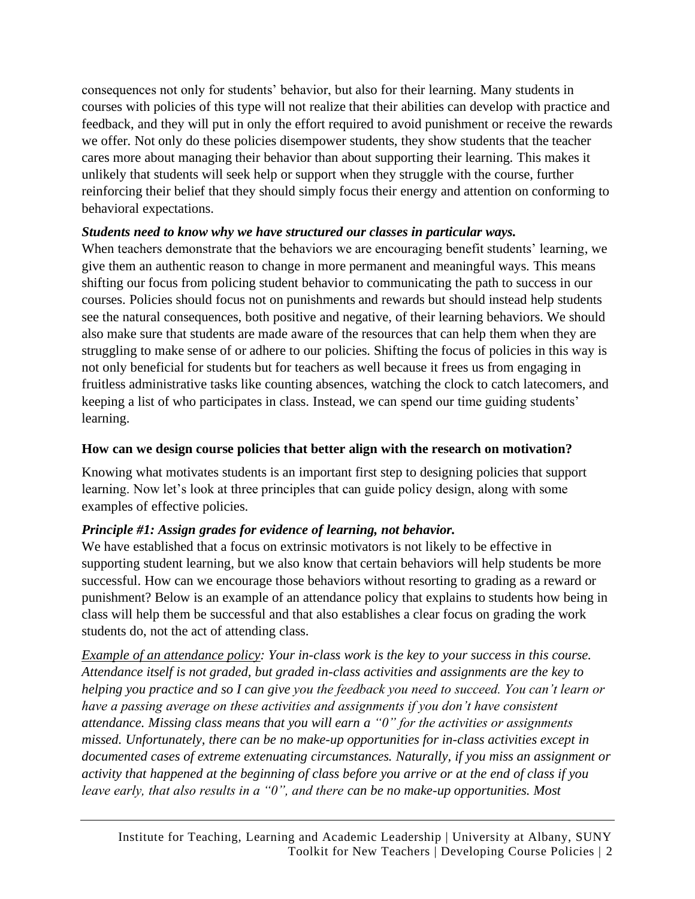consequences not only for students' behavior, but also for their learning. Many students in courses with policies of this type will not realize that their abilities can develop with practice and feedback, and they will put in only the effort required to avoid punishment or receive the rewards we offer. Not only do these policies disempower students, they show students that the teacher cares more about managing their behavior than about supporting their learning. This makes it unlikely that students will seek help or support when they struggle with the course, further reinforcing their belief that they should simply focus their energy and attention on conforming to behavioral expectations.

***Students need to know why we have structured our classes in particular ways.***

When teachers demonstrate that the behaviors we are encouraging benefit students' learning, we give them an authentic reason to change in more permanent and meaningful ways. This means shifting our focus from policing student behavior to communicating the path to success in our courses. Policies should focus not on punishments and rewards but should instead help students see the natural consequences, both positive and negative, of their learning behaviors. We should also make sure that students are made aware of the resources that can help them when they are struggling to make sense of or adhere to our policies. Shifting the focus of policies in this way is not only beneficial for students but for teachers as well because it frees us from engaging in fruitless administrative tasks like counting absences, watching the clock to catch latecomers, and keeping a list of who participates in class. Instead, we can spend our time guiding students' learning.

## How can we design course policies that better align with the research on motivation?

Knowing what motivates students is an important first step to designing policies that support learning. Now let's look at three principles that can guide policy design, along with some examples of effective policies.

***Principle #1: Assign grades for evidence of learning, not behavior.***

We have established that a focus on extrinsic motivators is not likely to be effective in supporting student learning, but we also know that certain behaviors will help students be more successful. How can we encourage those behaviors without resorting to grading as a reward or punishment? Below is an example of an attendance policy that explains to students how being in class will help them be successful and that also establishes a clear focus on grading the work students do, not the act of attending class.

*<u>Example of an attendance policy</u>: Your in-class work is the key to your success in this course. Attendance itself is not graded, but graded in-class activities and assignments are the key to helping you practice and so I can give you the feedback you need to succeed. You can't learn or have a passing average on these activities and assignments if you don't have consistent attendance. Missing class means that you will earn a "0" for the activities or assignments missed. Unfortunately, there can be no make-up opportunities for in-class activities except in documented cases of extreme extenuating circumstances. Naturally, if you miss an assignment or activity that happened at the beginning of class before you arrive or at the end of class if you leave early, that also results in a "0", and there can be no make-up opportunities. Most*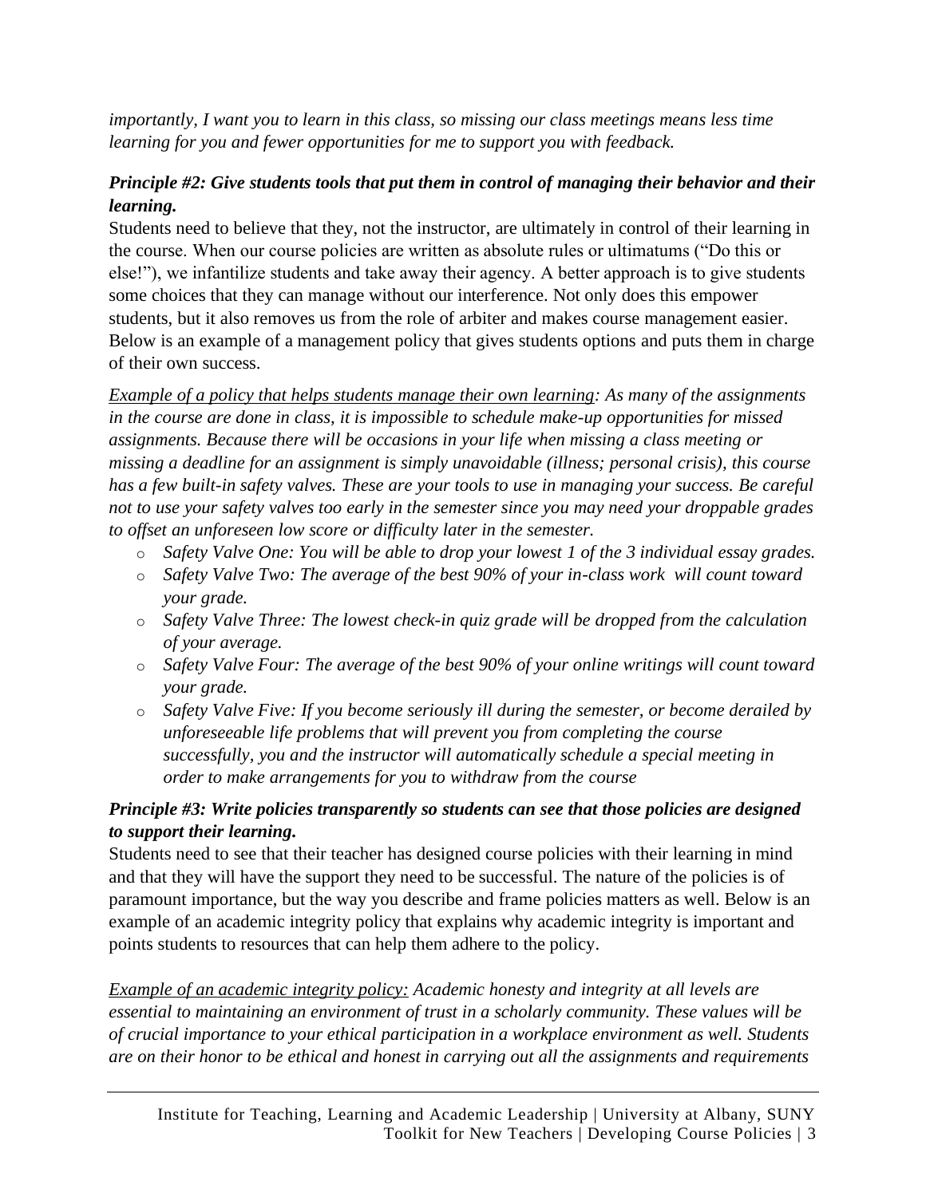*importantly, I want you to learn in this class, so missing our class meetings means less time learning for you and fewer opportunities for me to support you with feedback.*

### *Principle #2: Give students tools that put them in control of managing their behavior and their learning.*

Students need to believe that they, not the instructor, are ultimately in control of their learning in the course. When our course policies are written as absolute rules or ultimatums ("Do this or else!"), we infantilize students and take away their agency. A better approach is to give students some choices that they can manage without our interference. Not only does this empower students, but it also removes us from the role of arbiter and makes course management easier. Below is an example of a management policy that gives students options and puts them in charge of their own success.

*<u>Example of a policy that helps students manage their own learning</u>: As many of the assignments in the course are done in class, it is impossible to schedule make-up opportunities for missed assignments. Because there will be occasions in your life when missing a class meeting or missing a deadline for an assignment is simply unavoidable (illness; personal crisis), this course has a few built-in safety valves. These are your tools to use in managing your success. Be careful not to use your safety valves too early in the semester since you may need your droppable grades to offset an unforeseen low score or difficulty later in the semester.*

- *Safety Valve One: You will be able to drop your lowest 1 of the 3 individual essay grades.*
- *Safety Valve Two: The average of the best 90% of your in-class work will count toward your grade.*
- *Safety Valve Three: The lowest check-in quiz grade will be dropped from the calculation of your average.*
- *Safety Valve Four: The average of the best 90% of your online writings will count toward your grade.*
- *Safety Valve Five: If you become seriously ill during the semester, or become derailed by unforeseeable life problems that will prevent you from completing the course successfully, you and the instructor will automatically schedule a special meeting in order to make arrangements for you to withdraw from the course*

### *Principle #3: Write policies transparently so students can see that those policies are designed to support their learning.*

Students need to see that their teacher has designed course policies with their learning in mind and that they will have the support they need to be successful. The nature of the policies is of paramount importance, but the way you describe and frame policies matters as well. Below is an example of an academic integrity policy that explains why academic integrity is important and points students to resources that can help them adhere to the policy.

*<u>Example of an academic integrity policy:</u> Academic honesty and integrity at all levels are essential to maintaining an environment of trust in a scholarly community. These values will be of crucial importance to your ethical participation in a workplace environment as well. Students are on their honor to be ethical and honest in carrying out all the assignments and requirements*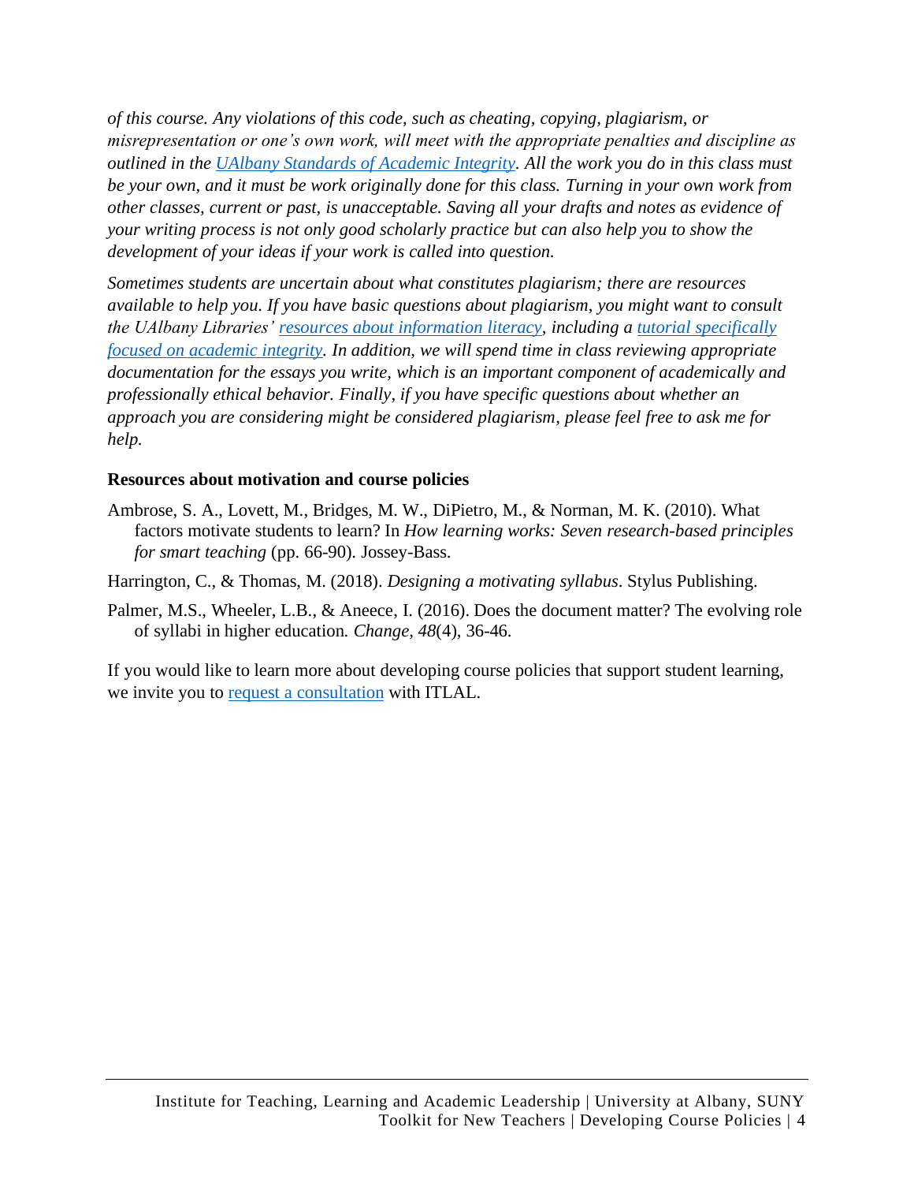*of this course. Any violations of this code, such as cheating, copying, plagiarism, or misrepresentation or one's own work, will meet with the appropriate penalties and discipline as outlined in the UAlbany Standards of Academic Integrity. All the work you do in this class must be your own, and it must be work originally done for this class. Turning in your own work from other classes, current or past, is unacceptable. Saving all your drafts and notes as evidence of your writing process is not only good scholarly practice but can also help you to show the development of your ideas if your work is called into question.*

*Sometimes students are uncertain about what constitutes plagiarism; there are resources available to help you. If you have basic questions about plagiarism, you might want to consult the UAlbany Libraries' resources about information literacy, including a tutorial specifically focused on academic integrity. In addition, we will spend time in class reviewing appropriate documentation for the essays you write, which is an important component of academically and professionally ethical behavior. Finally, if you have specific questions about whether an approach you are considering might be considered plagiarism, please feel free to ask me for help.*

**Resources about motivation and course policies**

Ambrose, S. A., Lovett, M., Bridges, M. W., DiPietro, M., & Norman, M. K. (2010). What factors motivate students to learn? In *How learning works: Seven research-based principles for smart teaching* (pp. 66-90). Jossey-Bass.

Harrington, C., & Thomas, M. (2018). *Designing a motivating syllabus*. Stylus Publishing.

Palmer, M.S., Wheeler, L.B., & Aneece, I. (2016). Does the document matter? The evolving role of syllabi in higher education. *Change, 48*(4), 36-46.

If you would like to learn more about developing course policies that support student learning, we invite you to request a consultation with ITLAL.